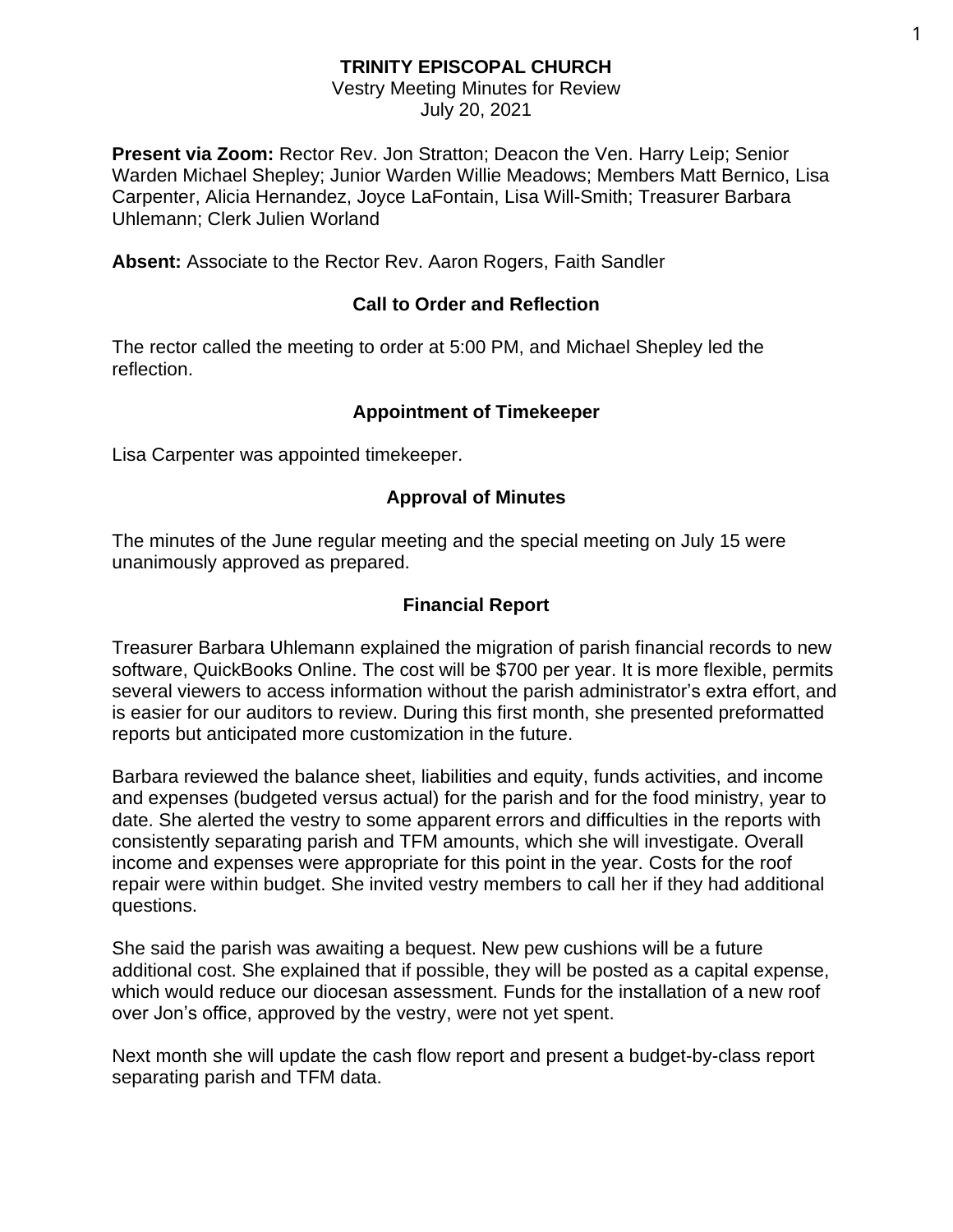# TRINITY EPISCOPAL CHURCH

Vestry Meeting Minutes for Review
July 20, 2021

**Present via Zoom:** Rector Rev. Jon Stratton; Deacon the Ven. Harry Leip; Senior Warden Michael Shepley; Junior Warden Willie Meadows; Members Matt Bernico, Lisa Carpenter, Alicia Hernandez, Joyce LaFontain, Lisa Will-Smith; Treasurer Barbara Uhlemann; Clerk Julien Worland

**Absent:** Associate to the Rector Rev. Aaron Rogers, Faith Sandler

## Call to Order and Reflection

The rector called the meeting to order at 5:00 PM, and Michael Shepley led the reflection.

## Appointment of Timekeeper

Lisa Carpenter was appointed timekeeper.

## Approval of Minutes

The minutes of the June regular meeting and the special meeting on July 15 were unanimously approved as prepared.

## Financial Report

Treasurer Barbara Uhlemann explained the migration of parish financial records to new software, QuickBooks Online. The cost will be $700 per year. It is more flexible, permits several viewers to access information without the parish administrator's extra effort, and is easier for our auditors to review. During this first month, she presented preformatted reports but anticipated more customization in the future.

Barbara reviewed the balance sheet, liabilities and equity, funds activities, and income and expenses (budgeted versus actual) for the parish and for the food ministry, year to date. She alerted the vestry to some apparent errors and difficulties in the reports with consistently separating parish and TFM amounts, which she will investigate. Overall income and expenses were appropriate for this point in the year. Costs for the roof repair were within budget. She invited vestry members to call her if they had additional questions.

She said the parish was awaiting a bequest. New pew cushions will be a future additional cost. She explained that if possible, they will be posted as a capital expense, which would reduce our diocesan assessment. Funds for the installation of a new roof over Jon's office, approved by the vestry, were not yet spent.

Next month she will update the cash flow report and present a budget-by-class report separating parish and TFM data.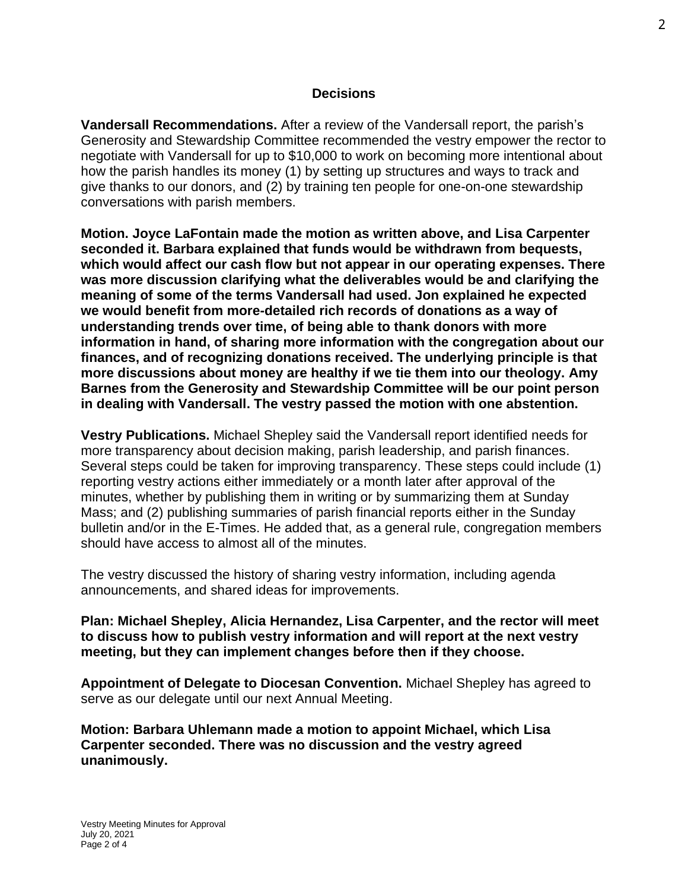## Decisions

**Vandersall Recommendations.** After a review of the Vandersall report, the parish's Generosity and Stewardship Committee recommended the vestry empower the rector to negotiate with Vandersall for up to $10,000 to work on becoming more intentional about how the parish handles its money (1) by setting up structures and ways to track and give thanks to our donors, and (2) by training ten people for one-on-one stewardship conversations with parish members.

**Motion. Joyce LaFontain made the motion as written above, and Lisa Carpenter seconded it. Barbara explained that funds would be withdrawn from bequests, which would affect our cash flow but not appear in our operating expenses. There was more discussion clarifying what the deliverables would be and clarifying the meaning of some of the terms Vandersall had used. Jon explained he expected we would benefit from more-detailed rich records of donations as a way of understanding trends over time, of being able to thank donors with more information in hand, of sharing more information with the congregation about our finances, and of recognizing donations received. The underlying principle is that more discussions about money are healthy if we tie them into our theology. Amy Barnes from the Generosity and Stewardship Committee will be our point person in dealing with Vandersall. The vestry passed the motion with one abstention.**

**Vestry Publications.** Michael Shepley said the Vandersall report identified needs for more transparency about decision making, parish leadership, and parish finances. Several steps could be taken for improving transparency. These steps could include (1) reporting vestry actions either immediately or a month later after approval of the minutes, whether by publishing them in writing or by summarizing them at Sunday Mass; and (2) publishing summaries of parish financial reports either in the Sunday bulletin and/or in the E-Times. He added that, as a general rule, congregation members should have access to almost all of the minutes.

The vestry discussed the history of sharing vestry information, including agenda announcements, and shared ideas for improvements.

**Plan: Michael Shepley, Alicia Hernandez, Lisa Carpenter, and the rector will meet to discuss how to publish vestry information and will report at the next vestry meeting, but they can implement changes before then if they choose.**

**Appointment of Delegate to Diocesan Convention.** Michael Shepley has agreed to serve as our delegate until our next Annual Meeting.

**Motion: Barbara Uhlemann made a motion to appoint Michael, which Lisa Carpenter seconded. There was no discussion and the vestry agreed unanimously.**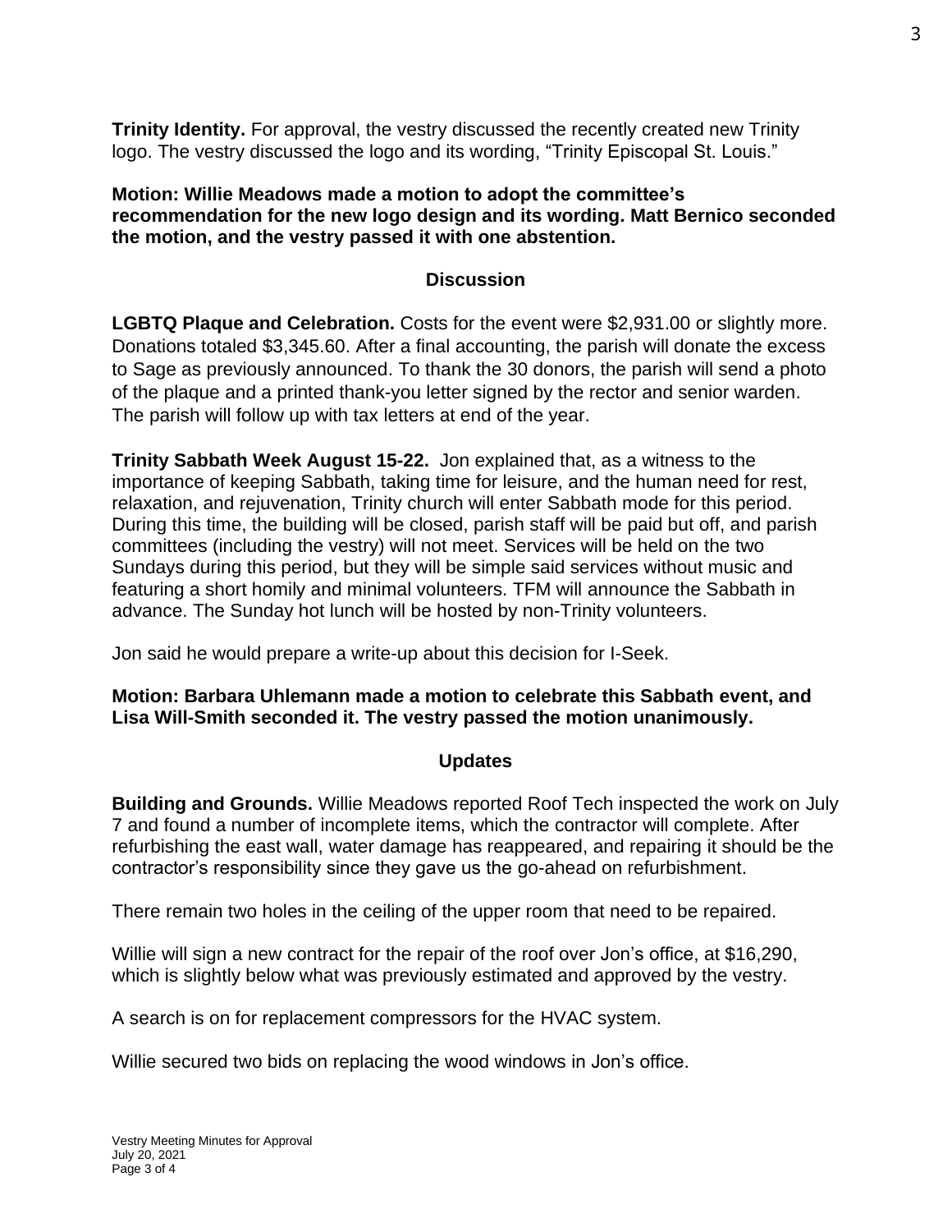**Trinity Identity.** For approval, the vestry discussed the recently created new Trinity logo. The vestry discussed the logo and its wording, "Trinity Episcopal St. Louis."

**Motion: Willie Meadows made a motion to adopt the committee's recommendation for the new logo design and its wording. Matt Bernico seconded the motion, and the vestry passed it with one abstention.**

## Discussion

**LGBTQ Plaque and Celebration.** Costs for the event were $2,931.00 or slightly more. Donations totaled $3,345.60. After a final accounting, the parish will donate the excess to Sage as previously announced. To thank the 30 donors, the parish will send a photo of the plaque and a printed thank-you letter signed by the rector and senior warden. The parish will follow up with tax letters at end of the year.

**Trinity Sabbath Week August 15-22.** Jon explained that, as a witness to the importance of keeping Sabbath, taking time for leisure, and the human need for rest, relaxation, and rejuvenation, Trinity church will enter Sabbath mode for this period. During this time, the building will be closed, parish staff will be paid but off, and parish committees (including the vestry) will not meet. Services will be held on the two Sundays during this period, but they will be simple said services without music and featuring a short homily and minimal volunteers. TFM will announce the Sabbath in advance. The Sunday hot lunch will be hosted by non-Trinity volunteers.

Jon said he would prepare a write-up about this decision for I-Seek.

**Motion: Barbara Uhlemann made a motion to celebrate this Sabbath event, and Lisa Will-Smith seconded it. The vestry passed the motion unanimously.**

## Updates

**Building and Grounds.** Willie Meadows reported Roof Tech inspected the work on July 7 and found a number of incomplete items, which the contractor will complete. After refurbishing the east wall, water damage has reappeared, and repairing it should be the contractor's responsibility since they gave us the go-ahead on refurbishment.

There remain two holes in the ceiling of the upper room that need to be repaired.

Willie will sign a new contract for the repair of the roof over Jon's office, at $16,290, which is slightly below what was previously estimated and approved by the vestry.

A search is on for replacement compressors for the HVAC system.

Willie secured two bids on replacing the wood windows in Jon's office.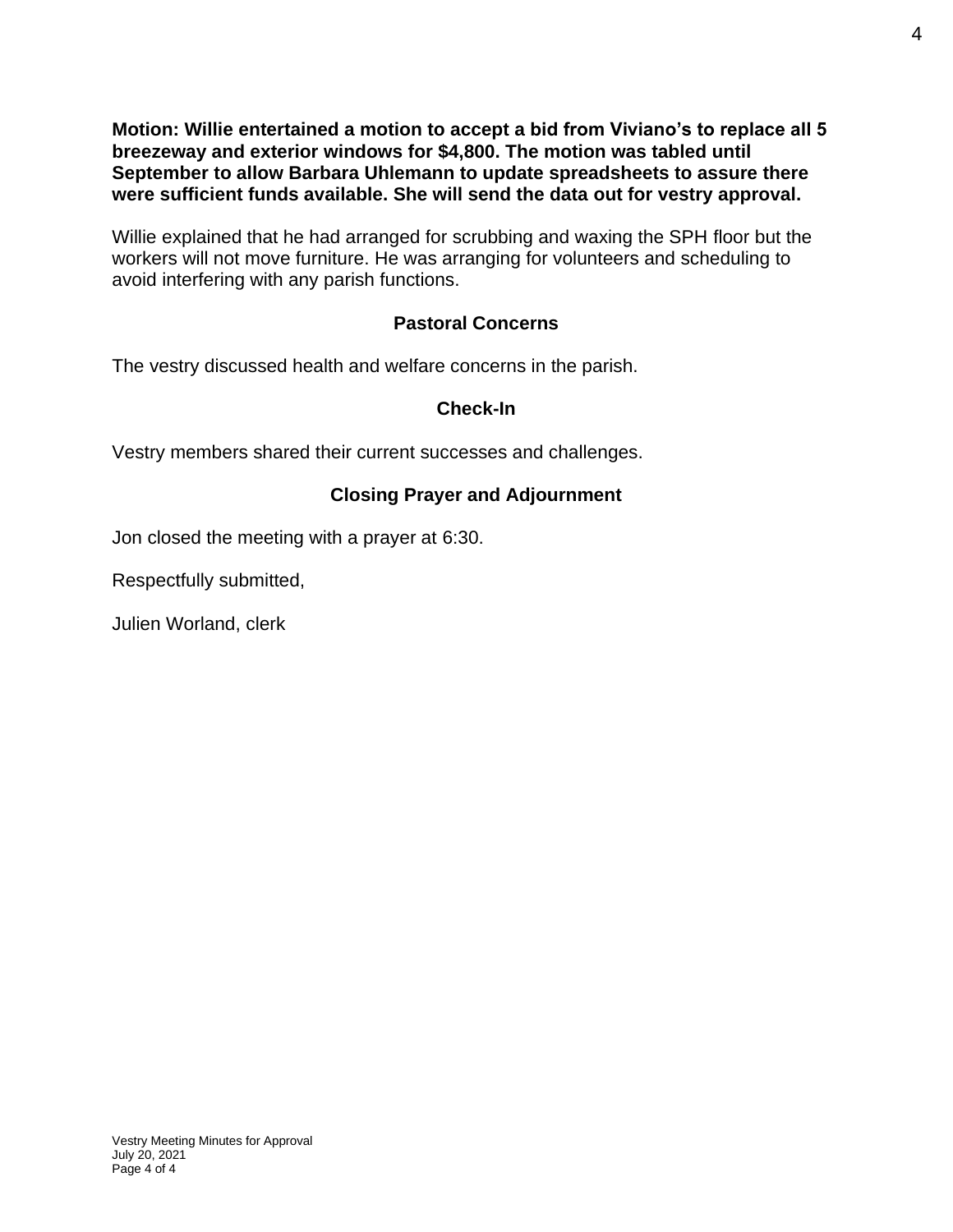**Motion: Willie entertained a motion to accept a bid from Viviano's to replace all 5 breezeway and exterior windows for $4,800. The motion was tabled until September to allow Barbara Uhlemann to update spreadsheets to assure there were sufficient funds available. She will send the data out for vestry approval.**

Willie explained that he had arranged for scrubbing and waxing the SPH floor but the workers will not move furniture. He was arranging for volunteers and scheduling to avoid interfering with any parish functions.

## Pastoral Concerns

The vestry discussed health and welfare concerns in the parish.

## Check-In

Vestry members shared their current successes and challenges.

## Closing Prayer and Adjournment

Jon closed the meeting with a prayer at 6:30.

Respectfully submitted,

Julien Worland, clerk